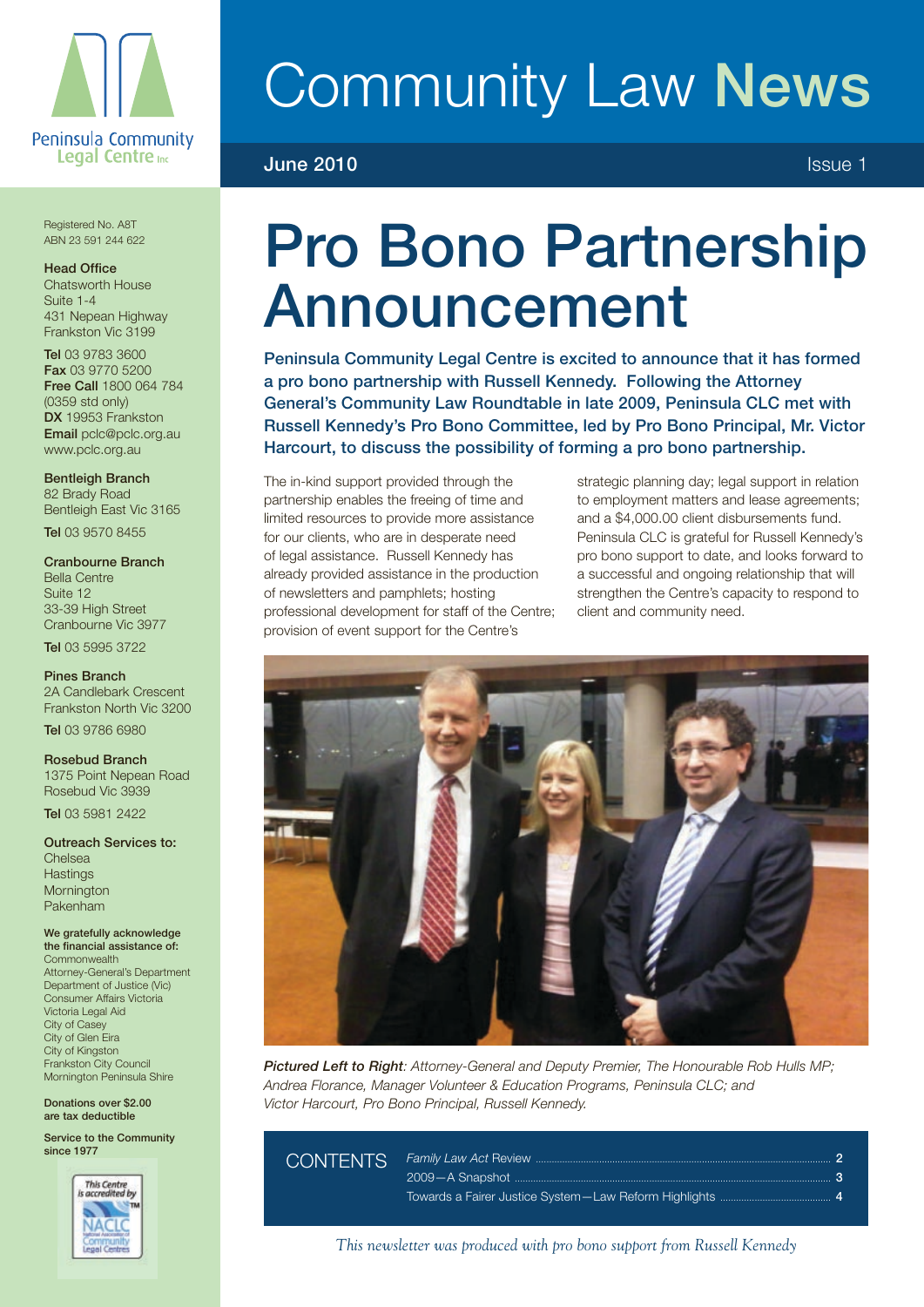Peninsula Community Legal Centre Inc

# Community Law News

June 2010 Issue 1

Registered No. A8T
ABN 23 591 244 622

**Head Office**
Chatsworth House
Suite 1-4
431 Nepean Highway
Frankston Vic 3199

**Tel** 03 9783 3600
**Fax** 03 9770 5200
**Free Call** 1800 064 784
(0359 std only)
**DX** 19953 Frankston
**Email** pclc@pclc.org.au
www.pclc.org.au

**Bentleigh Branch**
82 Brady Road
Bentleigh East Vic 3165
**Tel** 03 9570 8455

**Cranbourne Branch**
Bella Centre
Suite 12
33-39 High Street
Cranbourne Vic 3977
**Tel** 03 5995 3722

**Pines Branch**
2A Candlebark Crescent
Frankston North Vic 3200
**Tel** 03 9786 6980

**Rosebud Branch**
1375 Point Nepean Road
Rosebud Vic 3939
**Tel** 03 5981 2422

**Outreach Services to:**
Chelsea
Hastings
Mornington
Pakenham

**We gratefully acknowledge the financial assistance of:**
Commonwealth Attorney-General's Department
Department of Justice (Vic)
Consumer Affairs Victoria
Victoria Legal Aid
City of Casey
City of Glen Eira
City of Kingston
Frankston City Council
Mornington Peninsula Shire

**Donations over $2.00 are tax deductible**

**Service to the Community since 1977**

This Centre is accredited by NACLC National Association of Community Legal Centres

# Pro Bono Partnership Announcement

**Peninsula Community Legal Centre is excited to announce that it has formed a pro bono partnership with Russell Kennedy. Following the Attorney General's Community Law Roundtable in late 2009, Peninsula CLC met with Russell Kennedy's Pro Bono Committee, led by Pro Bono Principal, Mr. Victor Harcourt, to discuss the possibility of forming a pro bono partnership.**

The in-kind support provided through the partnership enables the freeing of time and limited resources to provide more assistance for our clients, who are in desperate need of legal assistance. Russell Kennedy has already provided assistance in the production of newsletters and pamphlets; hosting professional development for staff of the Centre; provision of event support for the Centre's strategic planning day; legal support in relation to employment matters and lease agreements; and a $4,000.00 client disbursements fund. Peninsula CLC is grateful for Russell Kennedy's pro bono support to date, and looks forward to a successful and ongoing relationship that will strengthen the Centre's capacity to respond to client and community need.

***Pictured Left to Right**: Attorney-General and Deputy Premier, The Honourable Rob Hulls MP; Andrea Florance, Manager Volunteer & Education Programs, Peninsula CLC; and Victor Harcourt, Pro Bono Principal, Russell Kennedy.*

## CONTENTS

| | |
|---|---|
| *Family Law Act* Review | 2 |
| 2009—A Snapshot | 3 |
| Towards a Fairer Justice System—Law Reform Highlights | 4 |

*This newsletter was produced with pro bono support from Russell Kennedy*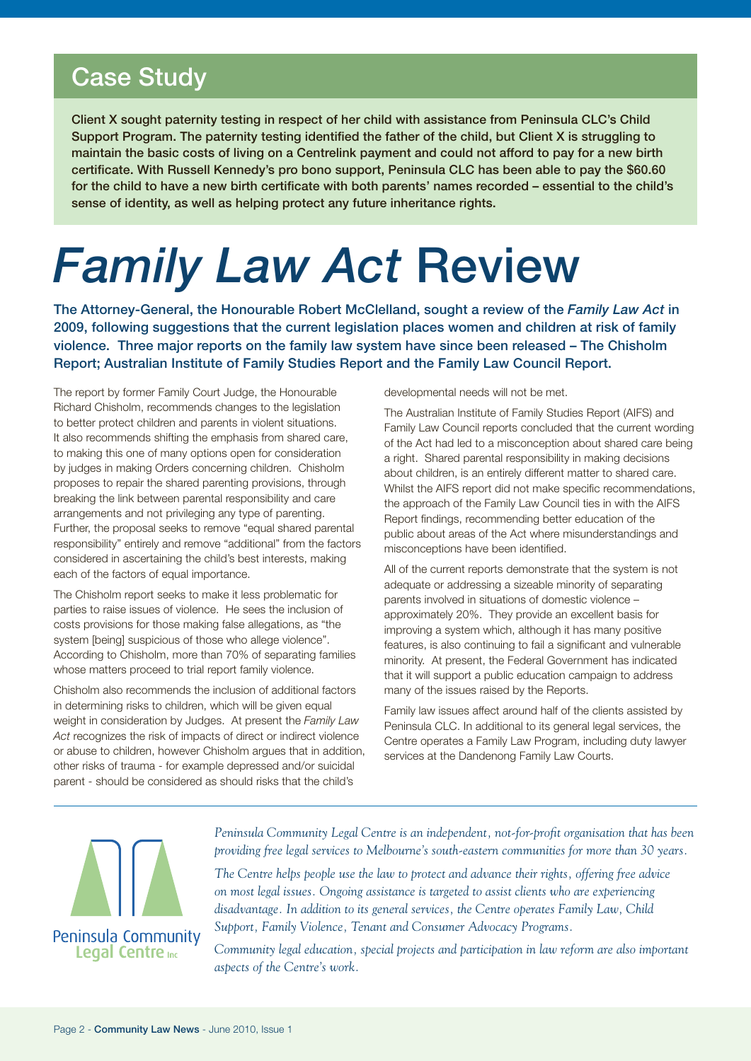## Case Study

**Client X sought paternity testing in respect of her child with assistance from Peninsula CLC's Child Support Program. The paternity testing identified the father of the child, but Client X is struggling to maintain the basic costs of living on a Centrelink payment and could not afford to pay for a new birth certificate. With Russell Kennedy's pro bono support, Peninsula CLC has been able to pay the $60.60 for the child to have a new birth certificate with both parents' names recorded – essential to the child's sense of identity, as well as helping protect any future inheritance rights.**

# *Family Law Act* Review

**The Attorney-General, the Honourable Robert McClelland, sought a review of the *Family Law Act* in 2009, following suggestions that the current legislation places women and children at risk of family violence. Three major reports on the family law system have since been released – The Chisholm Report; Australian Institute of Family Studies Report and the Family Law Council Report.**

The report by former Family Court Judge, the Honourable Richard Chisholm, recommends changes to the legislation to better protect children and parents in violent situations. It also recommends shifting the emphasis from shared care, to making this one of many options open for consideration by judges in making Orders concerning children. Chisholm proposes to repair the shared parenting provisions, through breaking the link between parental responsibility and care arrangements and not privileging any type of parenting. Further, the proposal seeks to remove "equal shared parental responsibility" entirely and remove "additional" from the factors considered in ascertaining the child's best interests, making each of the factors of equal importance.

The Chisholm report seeks to make it less problematic for parties to raise issues of violence. He sees the inclusion of costs provisions for those making false allegations, as "the system [being] suspicious of those who allege violence". According to Chisholm, more than 70% of separating families whose matters proceed to trial report family violence.

Chisholm also recommends the inclusion of additional factors in determining risks to children, which will be given equal weight in consideration by Judges. At present the *Family Law Act* recognizes the risk of impacts of direct or indirect violence or abuse to children, however Chisholm argues that in addition, other risks of trauma - for example depressed and/or suicidal parent - should be considered as should risks that the child's developmental needs will not be met.

The Australian Institute of Family Studies Report (AIFS) and Family Law Council reports concluded that the current wording of the Act had led to a misconception about shared care being a right. Shared parental responsibility in making decisions about children, is an entirely different matter to shared care. Whilst the AIFS report did not make specific recommendations, the approach of the Family Law Council ties in with the AIFS Report findings, recommending better education of the public about areas of the Act where misunderstandings and misconceptions have been identified.

All of the current reports demonstrate that the system is not adequate or addressing a sizeable minority of separating parents involved in situations of domestic violence – approximately 20%. They provide an excellent basis for improving a system which, although it has many positive features, is also continuing to fail a significant and vulnerable minority. At present, the Federal Government has indicated that it will support a public education campaign to address many of the issues raised by the Reports.

Family law issues affect around half of the clients assisted by Peninsula CLC. In additional to its general legal services, the Centre operates a Family Law Program, including duty lawyer services at the Dandenong Family Law Courts.

---

Peninsula Community Legal Centre Inc

*Peninsula Community Legal Centre is an independent, not-for-profit organisation that has been providing free legal services to Melbourne's south-eastern communities for more than 30 years.*

*The Centre helps people use the law to protect and advance their rights, offering free advice on most legal issues. Ongoing assistance is targeted to assist clients who are experiencing disadvantage. In addition to its general services, the Centre operates Family Law, Child Support, Family Violence, Tenant and Consumer Advocacy Programs.*

*Community legal education, special projects and participation in law reform are also important aspects of the Centre's work.*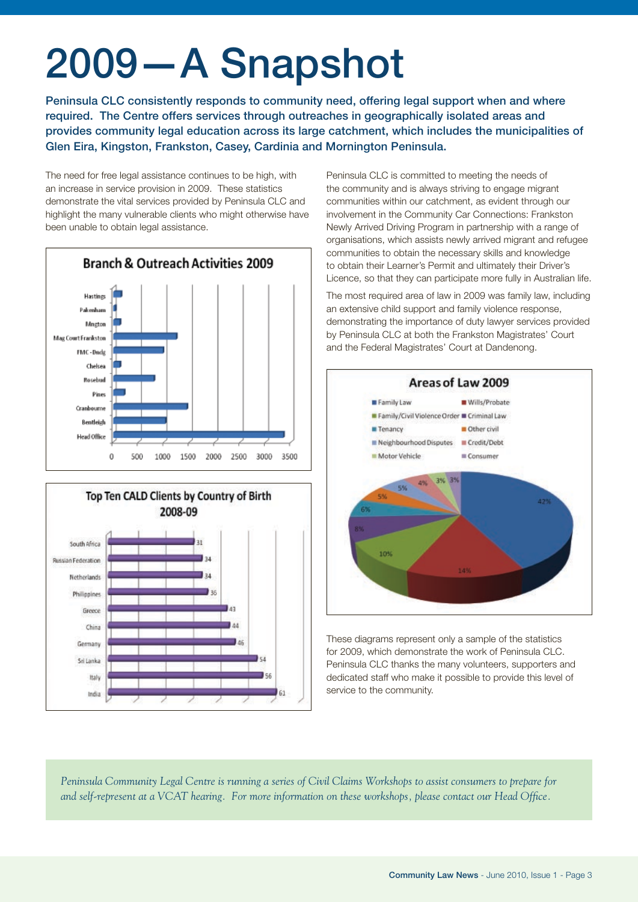# 2009 — A Snapshot

**Peninsula CLC consistently responds to community need, offering legal support when and where required. The Centre offers services through outreaches in geographically isolated areas and provides community legal education across its large catchment, which includes the municipalities of Glen Eira, Kingston, Frankston, Casey, Cardinia and Mornington Peninsula.**

The need for free legal assistance continues to be high, with an increase in service provision in 2009. These statistics demonstrate the vital services provided by Peninsula CLC and highlight the many vulnerable clients who might otherwise have been unable to obtain legal assistance.

**Branch & Outreach Activities 2009**

Hastings, Pakenham, Mington, Mag Court Frankston, FMC - Dndg, Chelsea, Rosebud, Pines, Cranbourne, Bentleigh, Head Office

**Top Ten CALD Clients by Country of Birth 2008-09**

| Country | Clients |
|---|---|
| South Africa | 31 |
| Russian Federation | 34 |
| Netherlands | 34 |
| Philippines | 36 |
| Greece | 43 |
| China | 44 |
| Germany | 46 |
| Sri Lanka | 54 |
| Italy | 56 |
| India | 61 |

Peninsula CLC is committed to meeting the needs of the community and is always striving to engage migrant communities within our catchment, as evident through our involvement in the Community Car Connections: Frankston Newly Arrived Driving Program in partnership with a range of organisations, which assists newly arrived migrant and refugee communities to obtain the necessary skills and knowledge to obtain their Learner's Permit and ultimately their Driver's Licence, so that they can participate more fully in Australian life.

The most required area of law in 2009 was family law, including an extensive child support and family violence response, demonstrating the importance of duty lawyer services provided by Peninsula CLC at both the Frankston Magistrates' Court and the Federal Magistrates' Court at Dandenong.

**Areas of Law 2009**

| Area of Law | % |
|---|---|
| Family Law | 42% |
| Wills/Probate | 14% |
| Family/Civil Violence Order | 10% |
| Criminal Law | 8% |
| Tenancy | 6% |
| Other civil | 5% |
| Neighbourhood Disputes | 5% |
| Credit/Debt | 4% |
| Motor Vehicle | 3% |
| Consumer | 3% |

These diagrams represent only a sample of the statistics for 2009, which demonstrate the work of Peninsula CLC. Peninsula CLC thanks the many volunteers, supporters and dedicated staff who make it possible to provide this level of service to the community.

*Peninsula Community Legal Centre is running a series of Civil Claims Workshops to assist consumers to prepare for and self-represent at a VCAT hearing. For more information on these workshops, please contact our Head Office.*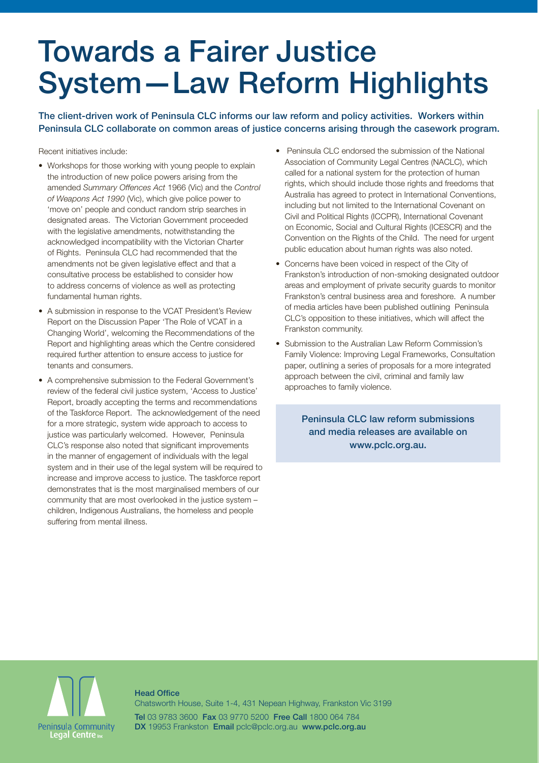# Towards a Fairer Justice System—Law Reform Highlights

**The client-driven work of Peninsula CLC informs our law reform and policy activities. Workers within Peninsula CLC collaborate on common areas of justice concerns arising through the casework program.**

Recent initiatives include:

- Workshops for those working with young people to explain the introduction of new police powers arising from the amended *Summary Offences Act* 1966 (Vic) and the *Control of Weapons Act 1990* (Vic), which give police power to 'move on' people and conduct random strip searches in designated areas. The Victorian Government proceeded with the legislative amendments, notwithstanding the acknowledged incompatibility with the Victorian Charter of Rights. Peninsula CLC had recommended that the amendments not be given legislative effect and that a consultative process be established to consider how to address concerns of violence as well as protecting fundamental human rights.
- A submission in response to the VCAT President's Review Report on the Discussion Paper 'The Role of VCAT in a Changing World', welcoming the Recommendations of the Report and highlighting areas which the Centre considered required further attention to ensure access to justice for tenants and consumers.
- A comprehensive submission to the Federal Government's review of the federal civil justice system, 'Access to Justice' Report, broadly accepting the terms and recommendations of the Taskforce Report. The acknowledgement of the need for a more strategic, system wide approach to access to justice was particularly welcomed. However, Peninsula CLC's response also noted that significant improvements in the manner of engagement of individuals with the legal system and in their use of the legal system will be required to increase and improve access to justice. The taskforce report demonstrates that is the most marginalised members of our community that are most overlooked in the justice system – children, Indigenous Australians, the homeless and people suffering from mental illness.
- Peninsula CLC endorsed the submission of the National Association of Community Legal Centres (NACLC), which called for a national system for the protection of human rights, which should include those rights and freedoms that Australia has agreed to protect in International Conventions, including but not limited to the International Covenant on Civil and Political Rights (ICCPR), International Covenant on Economic, Social and Cultural Rights (ICESCR) and the Convention on the Rights of the Child. The need for urgent public education about human rights was also noted.
- Concerns have been voiced in respect of the City of Frankston's introduction of non-smoking designated outdoor areas and employment of private security guards to monitor Frankston's central business area and foreshore. A number of media articles have been published outlining Peninsula CLC's opposition to these initiatives, which will affect the Frankston community.
- Submission to the Australian Law Reform Commission's Family Violence: Improving Legal Frameworks, Consultation paper, outlining a series of proposals for a more integrated approach between the civil, criminal and family law approaches to family violence.

**Peninsula CLC law reform submissions and media releases are available on www.pclc.org.au.**

Peninsula Community Legal Centre Inc

**Head Office**
Chatsworth House, Suite 1-4, 431 Nepean Highway, Frankston Vic 3199
**Tel** 03 9783 3600 **Fax** 03 9770 5200 **Free Call** 1800 064 784
**DX** 19953 Frankston **Email** pclc@pclc.org.au **www.pclc.org.au**